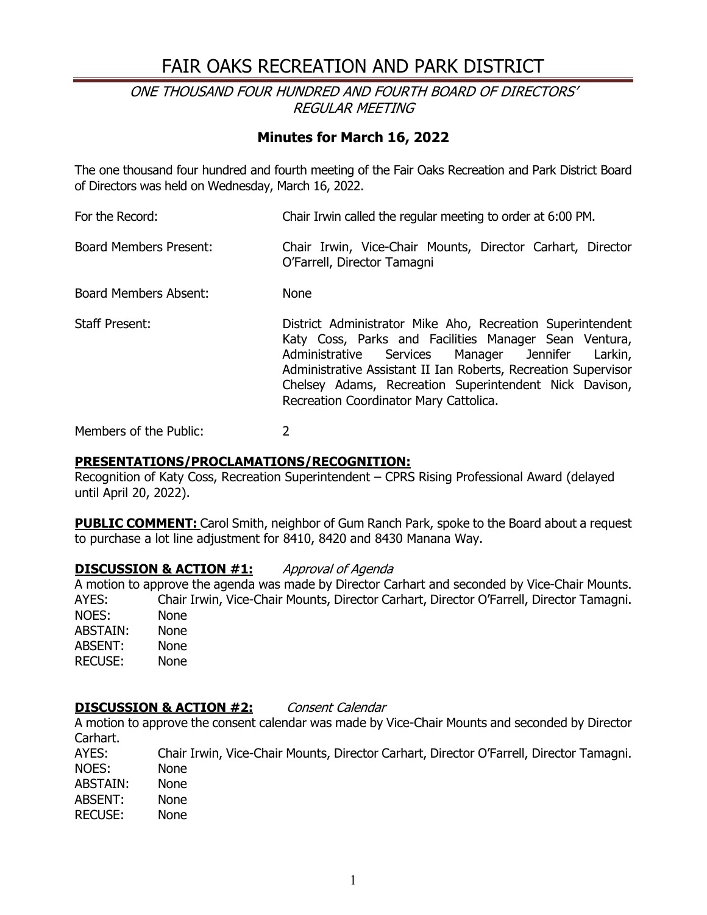# FAIR OAKS RECREATION AND PARK DISTRICT

*ONE THOUSAND FOUR HUNDRED AND FOURTH BOARD OF DIRECTORS' REGULAR MEETING*

## Minutes for March 16, 2022

The one thousand four hundred and fourth meeting of the Fair Oaks Recreation and Park District Board of Directors was held on Wednesday, March 16, 2022.

| | |
|---|---|
| For the Record: | Chair Irwin called the regular meeting to order at 6:00 PM. |
| Board Members Present: | Chair Irwin, Vice-Chair Mounts, Director Carhart, Director O'Farrell, Director Tamagni |
| Board Members Absent: | None |
| Staff Present: | District Administrator Mike Aho, Recreation Superintendent Katy Coss, Parks and Facilities Manager Sean Ventura, Administrative Services Manager Jennifer Larkin, Administrative Assistant II Ian Roberts, Recreation Supervisor Chelsey Adams, Recreation Superintendent Nick Davison, Recreation Coordinator Mary Cattolica. |
| Members of the Public: | 2 |

**PRESENTATIONS/PROCLAMATIONS/RECOGNITION:**
Recognition of Katy Coss, Recreation Superintendent – CPRS Rising Professional Award (delayed until April 20, 2022).

**PUBLIC COMMENT:** Carol Smith, neighbor of Gum Ranch Park, spoke to the Board about a request to purchase a lot line adjustment for 8410, 8420 and 8430 Manana Way.

**DISCUSSION & ACTION #1:** *Approval of Agenda*

A motion to approve the agenda was made by Director Carhart and seconded by Vice-Chair Mounts.

| | |
|---|---|
| AYES: | Chair Irwin, Vice-Chair Mounts, Director Carhart, Director O'Farrell, Director Tamagni. |
| NOES: | None |
| ABSTAIN: | None |
| ABSENT: | None |
| RECUSE: | None |

**DISCUSSION & ACTION #2:** *Consent Calendar*

A motion to approve the consent calendar was made by Vice-Chair Mounts and seconded by Director Carhart.

| | |
|---|---|
| AYES: | Chair Irwin, Vice-Chair Mounts, Director Carhart, Director O'Farrell, Director Tamagni. |
| NOES: | None |
| ABSTAIN: | None |
| ABSENT: | None |
| RECUSE: | None |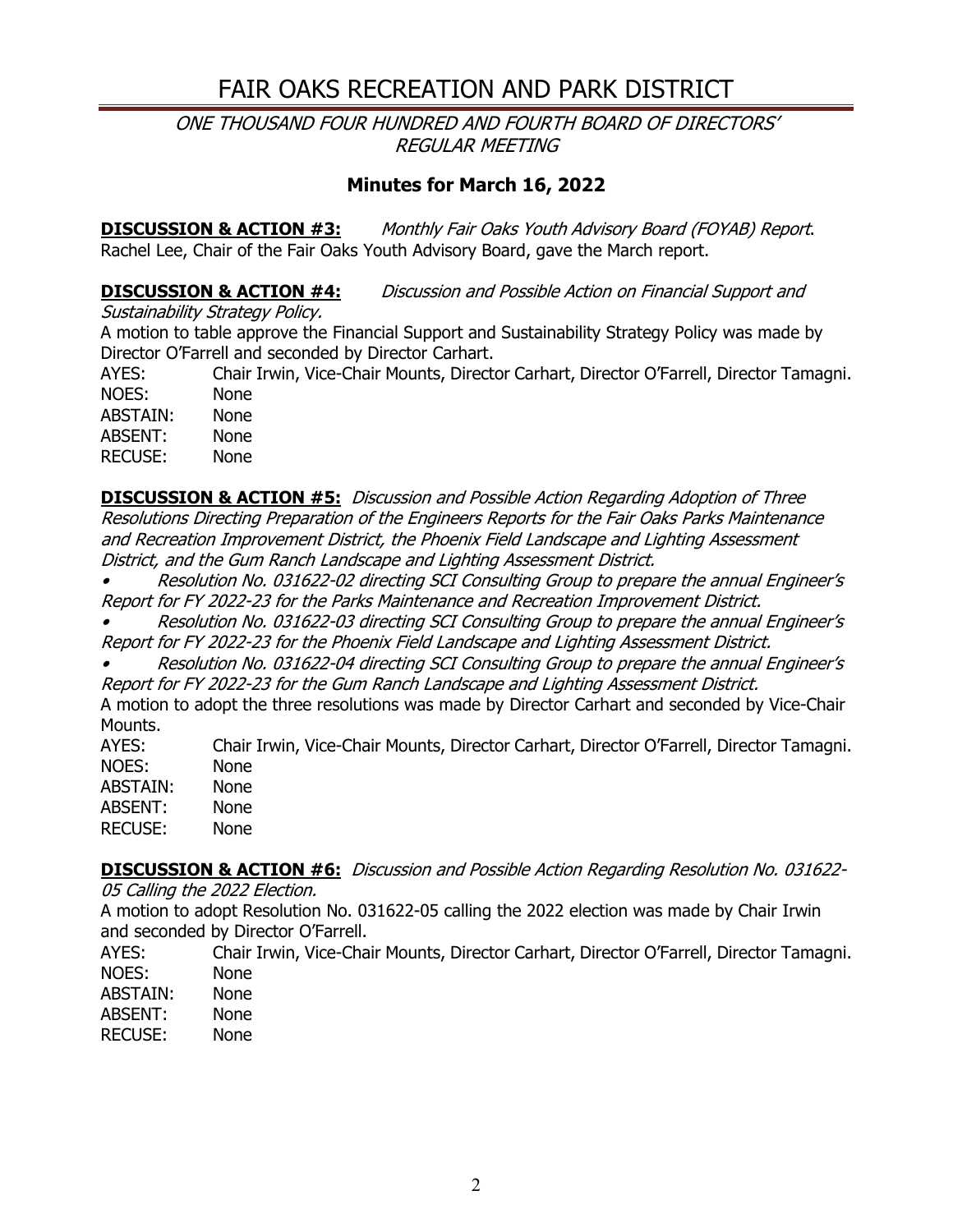# FAIR OAKS RECREATION AND PARK DISTRICT

*ONE THOUSAND FOUR HUNDRED AND FOURTH BOARD OF DIRECTORS' REGULAR MEETING*

## Minutes for March 16, 2022

**DISCUSSION & ACTION #3:** *Monthly Fair Oaks Youth Advisory Board (FOYAB) Report*.
Rachel Lee, Chair of the Fair Oaks Youth Advisory Board, gave the March report.

**DISCUSSION & ACTION #4:** *Discussion and Possible Action on Financial Support and Sustainability Strategy Policy.*
A motion to table approve the Financial Support and Sustainability Strategy Policy was made by Director O'Farrell and seconded by Director Carhart.

AYES: Chair Irwin, Vice-Chair Mounts, Director Carhart, Director O'Farrell, Director Tamagni.
NOES: None
ABSTAIN: None
ABSENT: None
RECUSE: None

**DISCUSSION & ACTION #5:** *Discussion and Possible Action Regarding Adoption of Three Resolutions Directing Preparation of the Engineers Reports for the Fair Oaks Parks Maintenance and Recreation Improvement District, the Phoenix Field Landscape and Lighting Assessment District, and the Gum Ranch Landscape and Lighting Assessment District.*

- *Resolution No. 031622-02 directing SCI Consulting Group to prepare the annual Engineer's Report for FY 2022-23 for the Parks Maintenance and Recreation Improvement District.*
- *Resolution No. 031622-03 directing SCI Consulting Group to prepare the annual Engineer's Report for FY 2022-23 for the Phoenix Field Landscape and Lighting Assessment District.*
- *Resolution No. 031622-04 directing SCI Consulting Group to prepare the annual Engineer's Report for FY 2022-23 for the Gum Ranch Landscape and Lighting Assessment District.*

A motion to adopt the three resolutions was made by Director Carhart and seconded by Vice-Chair Mounts.

AYES: Chair Irwin, Vice-Chair Mounts, Director Carhart, Director O'Farrell, Director Tamagni.
NOES: None
ABSTAIN: None
ABSENT: None
RECUSE: None

**DISCUSSION & ACTION #6:** *Discussion and Possible Action Regarding Resolution No. 031622-05 Calling the 2022 Election.*
A motion to adopt Resolution No. 031622-05 calling the 2022 election was made by Chair Irwin and seconded by Director O'Farrell.

AYES: Chair Irwin, Vice-Chair Mounts, Director Carhart, Director O'Farrell, Director Tamagni.
NOES: None
ABSTAIN: None
ABSENT: None
RECUSE: None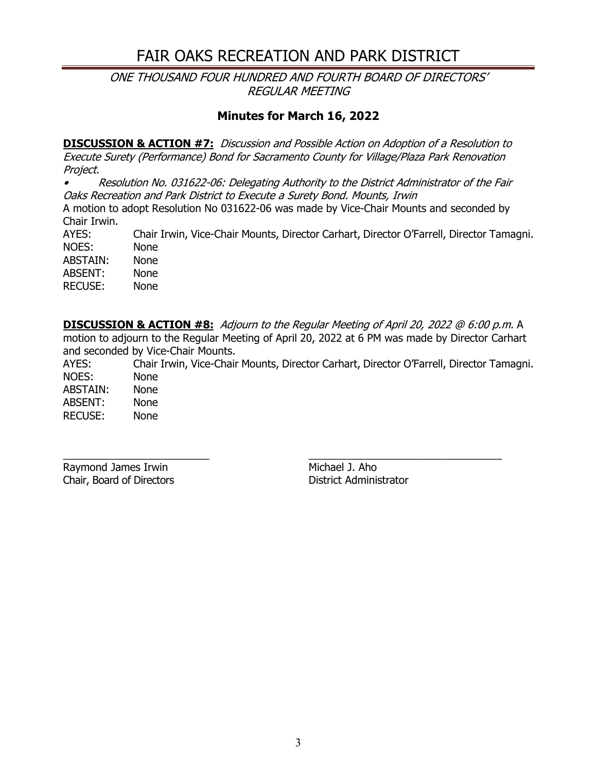# FAIR OAKS RECREATION AND PARK DISTRICT

*ONE THOUSAND FOUR HUNDRED AND FOURTH BOARD OF DIRECTORS' REGULAR MEETING*

## Minutes for March 16, 2022

**DISCUSSION & ACTION #7:** *Discussion and Possible Action on Adoption of a Resolution to Execute Surety (Performance) Bond for Sacramento County for Village/Plaza Park Renovation Project.*

- *Resolution No. 031622-06: Delegating Authority to the District Administrator of the Fair Oaks Recreation and Park District to Execute a Surety Bond. Mounts, Irwin*

A motion to adopt Resolution No 031622-06 was made by Vice-Chair Mounts and seconded by Chair Irwin.

AYES: Chair Irwin, Vice-Chair Mounts, Director Carhart, Director O'Farrell, Director Tamagni.
NOES: None
ABSTAIN: None
ABSENT: None
RECUSE: None

**DISCUSSION & ACTION #8:** *Adjourn to the Regular Meeting of April 20, 2022 @ 6:00 p.m.* A motion to adjourn to the Regular Meeting of April 20, 2022 at 6 PM was made by Director Carhart and seconded by Vice-Chair Mounts.

AYES: Chair Irwin, Vice-Chair Mounts, Director Carhart, Director O'Farrell, Director Tamagni.
NOES: None
ABSTAIN: None
ABSENT: None
RECUSE: None

\_\_\_\_\_\_\_\_\_\_\_\_\_\_\_\_\_\_\_\_\_\_\_\_\_\_
Raymond James Irwin
Chair, Board of Directors

\_\_\_\_\_\_\_\_\_\_\_\_\_\_\_\_\_\_\_\_\_\_\_\_\_\_
Michael J. Aho
District Administrator